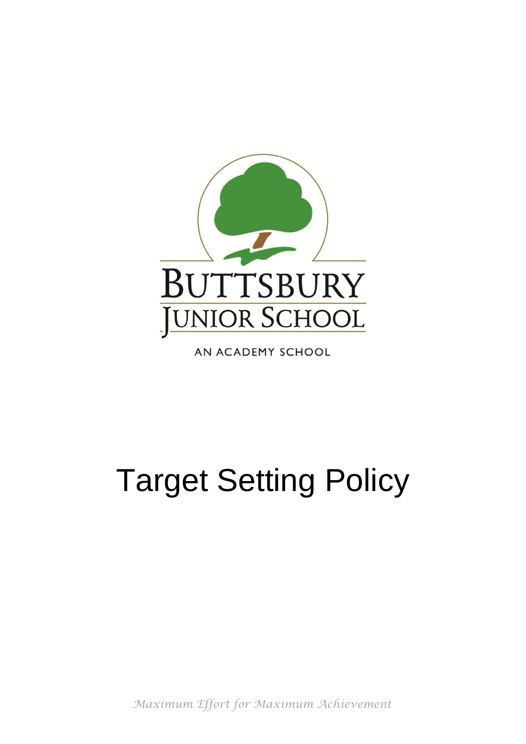BUTTSBURY
JUNIOR SCHOOL

AN ACADEMY SCHOOL

# Target Setting Policy

*Maximum Effort for Maximum Achievement*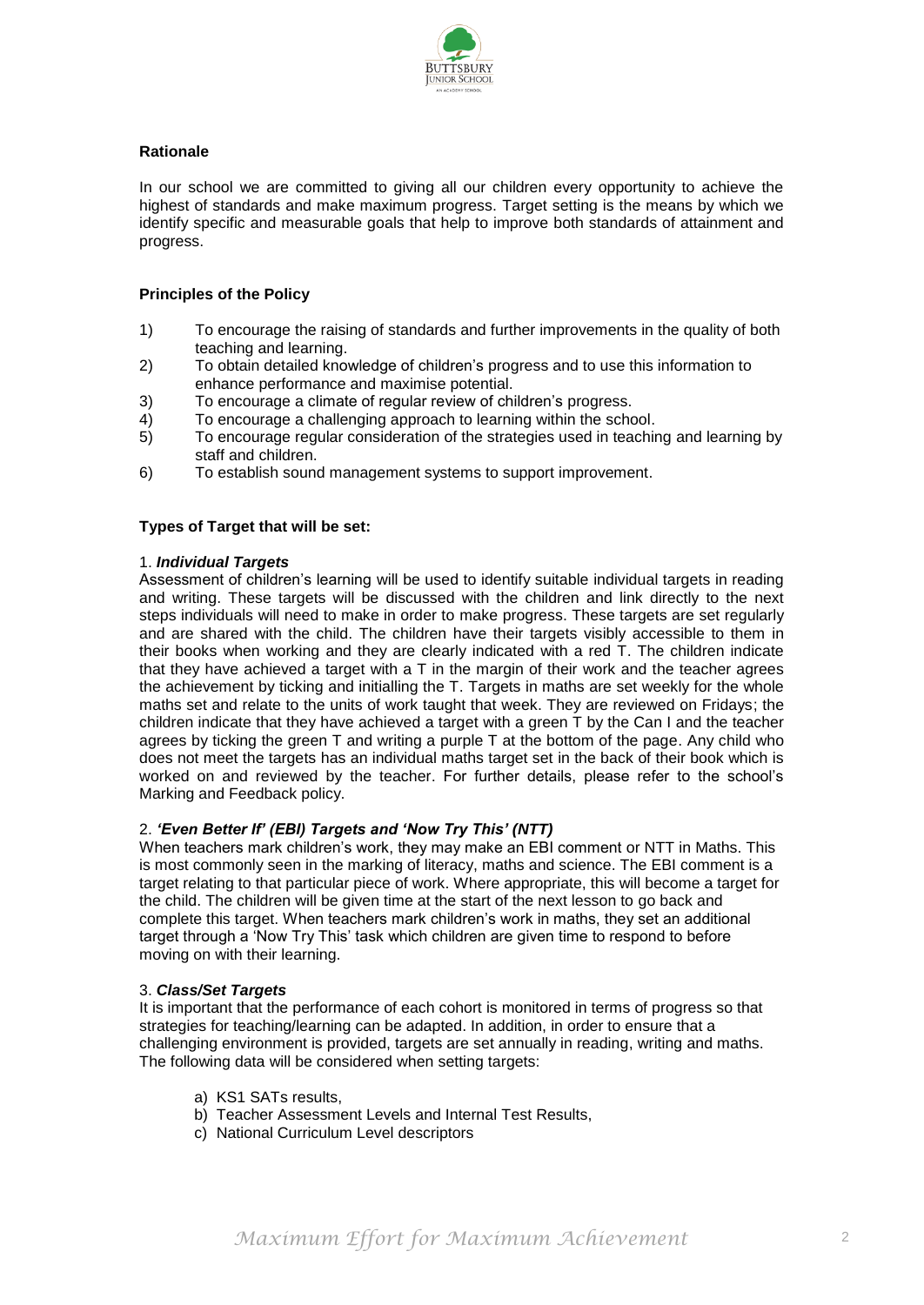**Rationale**

In our school we are committed to giving all our children every opportunity to achieve the highest of standards and make maximum progress. Target setting is the means by which we identify specific and measurable goals that help to improve both standards of attainment and progress.

**Principles of the Policy**

1) To encourage the raising of standards and further improvements in the quality of both teaching and learning.
2) To obtain detailed knowledge of children's progress and to use this information to enhance performance and maximise potential.
3) To encourage a climate of regular review of children's progress.
4) To encourage a challenging approach to learning within the school.
5) To encourage regular consideration of the strategies used in teaching and learning by staff and children.
6) To establish sound management systems to support improvement.

**Types of Target that will be set:**

1. ***Individual Targets***
Assessment of children's learning will be used to identify suitable individual targets in reading and writing. These targets will be discussed with the children and link directly to the next steps individuals will need to make in order to make progress. These targets are set regularly and are shared with the child. The children have their targets visibly accessible to them in their books when working and they are clearly indicated with a red T. The children indicate that they have achieved a target with a T in the margin of their work and the teacher agrees the achievement by ticking and initialling the T. Targets in maths are set weekly for the whole maths set and relate to the units of work taught that week. They are reviewed on Fridays; the children indicate that they have achieved a target with a green T by the Can I and the teacher agrees by ticking the green T and writing a purple T at the bottom of the page. Any child who does not meet the targets has an individual maths target set in the back of their book which is worked on and reviewed by the teacher. For further details, please refer to the school's Marking and Feedback policy.

2. ***'Even Better If' (EBI) Targets and 'Now Try This' (NTT)***
When teachers mark children's work, they may make an EBI comment or NTT in Maths. This is most commonly seen in the marking of literacy, maths and science. The EBI comment is a target relating to that particular piece of work. Where appropriate, this will become a target for the child. The children will be given time at the start of the next lesson to go back and complete this target. When teachers mark children's work in maths, they set an additional target through a 'Now Try This' task which children are given time to respond to before moving on with their learning.

3. ***Class/Set Targets***
It is important that the performance of each cohort is monitored in terms of progress so that strategies for teaching/learning can be adapted. In addition, in order to ensure that a challenging environment is provided, targets are set annually in reading, writing and maths. The following data will be considered when setting targets:

a) KS1 SATs results,
b) Teacher Assessment Levels and Internal Test Results,
c) National Curriculum Level descriptors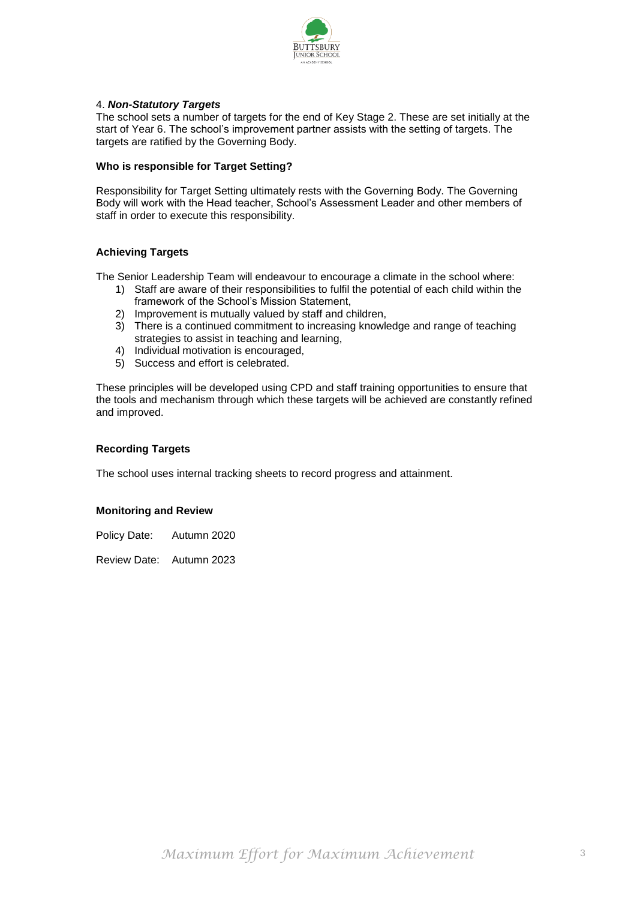4. ***Non-Statutory Targets***

The school sets a number of targets for the end of Key Stage 2. These are set initially at the start of Year 6. The school's improvement partner assists with the setting of targets. The targets are ratified by the Governing Body.

**Who is responsible for Target Setting?**

Responsibility for Target Setting ultimately rests with the Governing Body. The Governing Body will work with the Head teacher, School's Assessment Leader and other members of staff in order to execute this responsibility.

**Achieving Targets**

The Senior Leadership Team will endeavour to encourage a climate in the school where:

1) Staff are aware of their responsibilities to fulfil the potential of each child within the framework of the School's Mission Statement,
2) Improvement is mutually valued by staff and children,
3) There is a continued commitment to increasing knowledge and range of teaching strategies to assist in teaching and learning,
4) Individual motivation is encouraged,
5) Success and effort is celebrated.

These principles will be developed using CPD and staff training opportunities to ensure that the tools and mechanism through which these targets will be achieved are constantly refined and improved.

**Recording Targets**

The school uses internal tracking sheets to record progress and attainment.

**Monitoring and Review**

Policy Date: Autumn 2020

Review Date: Autumn 2023